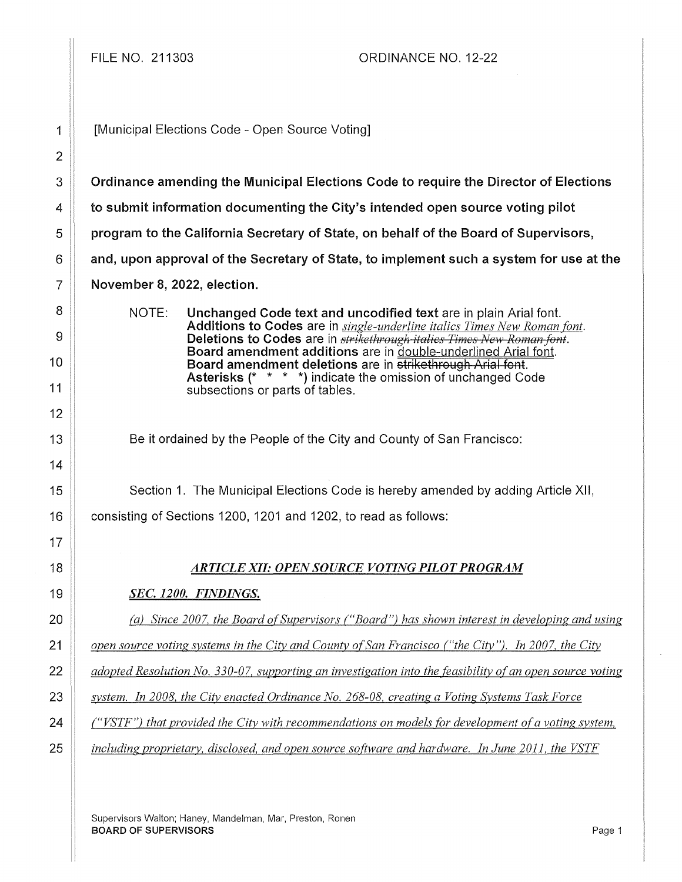FILE NO. 211303 ORDINANCE NO. 12-22

[Municipal Elections Code - Open Source Voting]

**Ordinance amending the Municipal Elections Code to require the Director of Elections to submit information documenting the City's intended open source voting pilot program to the California Secretary of State, on behalf of the Board of Supervisors, and, upon approval of the Secretary of State, to implement such a system for use at the November 8, 2022, election.**

NOTE: **Unchanged Code text and uncodified text** are in plain Arial font.
**Additions to Codes** are in *single-underline italics Times New Roman font*.
**Deletions to Codes** are in ~~*strikethrough italics Times New Roman font*~~.
**Board amendment additions** are in double-underlined Arial font.
**Board amendment deletions** are in ~~strikethrough Arial font~~.
**Asterisks (\* \* \* \*)** indicate the omission of unchanged Code subsections or parts of tables.

Be it ordained by the People of the City and County of San Francisco:

Section 1. The Municipal Elections Code is hereby amended by adding Article XII, consisting of Sections 1200, 1201 and 1202, to read as follows:

## *ARTICLE XII: OPEN SOURCE VOTING PILOT PROGRAM*

### *SEC. 1200. FINDINGS.*

*(a) Since 2007, the Board of Supervisors ("Board") has shown interest in developing and using open source voting systems in the City and County of San Francisco ("the City"). In 2007, the City adopted Resolution No. 330-07, supporting an investigation into the feasibility of an open source voting system. In 2008, the City enacted Ordinance No. 268-08, creating a Voting Systems Task Force ("VSTF") that provided the City with recommendations on models for development of a voting system, including proprietary, disclosed, and open source software and hardware. In June 2011, the VSTF*

Supervisors Walton; Haney, Mandelman, Mar, Preston, Ronen
**BOARD OF SUPERVISORS**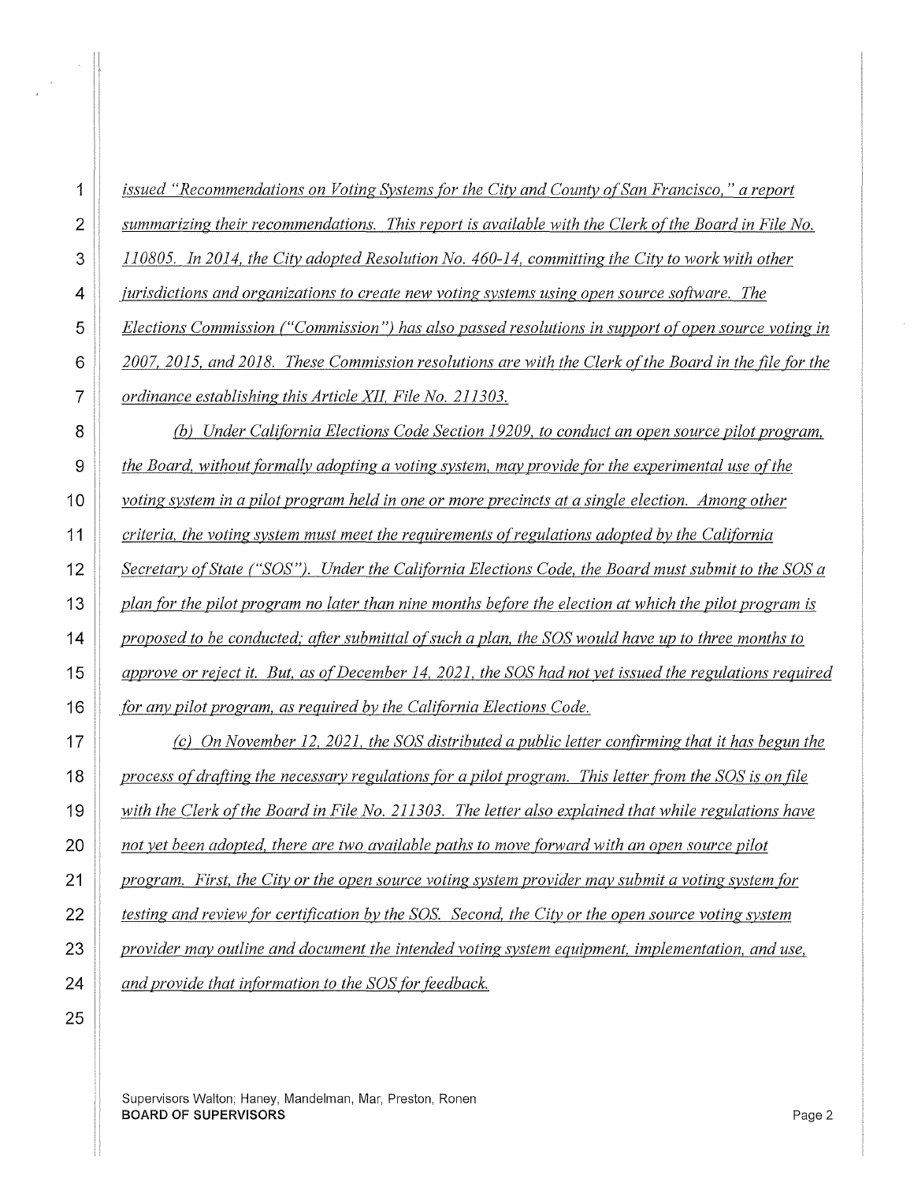*issued "Recommendations on Voting Systems for the City and County of San Francisco," a report summarizing their recommendations. This report is available with the Clerk of the Board in File No. 110805. In 2014, the City adopted Resolution No. 460-14, committing the City to work with other jurisdictions and organizations to create new voting systems using open source software. The Elections Commission ("Commission") has also passed resolutions in support of open source voting in 2007, 2015, and 2018. These Commission resolutions are with the Clerk of the Board in the file for the ordinance establishing this Article XII, File No. 211303.*

*(b) Under California Elections Code Section 19209, to conduct an open source pilot program, the Board, without formally adopting a voting system, may provide for the experimental use of the voting system in a pilot program held in one or more precincts at a single election. Among other criteria, the voting system must meet the requirements of regulations adopted by the California Secretary of State ("SOS"). Under the California Elections Code, the Board must submit to the SOS a plan for the pilot program no later than nine months before the election at which the pilot program is proposed to be conducted; after submittal of such a plan, the SOS would have up to three months to approve or reject it. But, as of December 14, 2021, the SOS had not yet issued the regulations required for any pilot program, as required by the California Elections Code.*

*(c) On November 12, 2021, the SOS distributed a public letter confirming that it has begun the process of drafting the necessary regulations for a pilot program. This letter from the SOS is on file with the Clerk of the Board in File No. 211303. The letter also explained that while regulations have not yet been adopted, there are two available paths to move forward with an open source pilot program. First, the City or the open source voting system provider may submit a voting system for testing and review for certification by the SOS. Second, the City or the open source voting system provider may outline and document the intended voting system equipment, implementation, and use, and provide that information to the SOS for feedback.*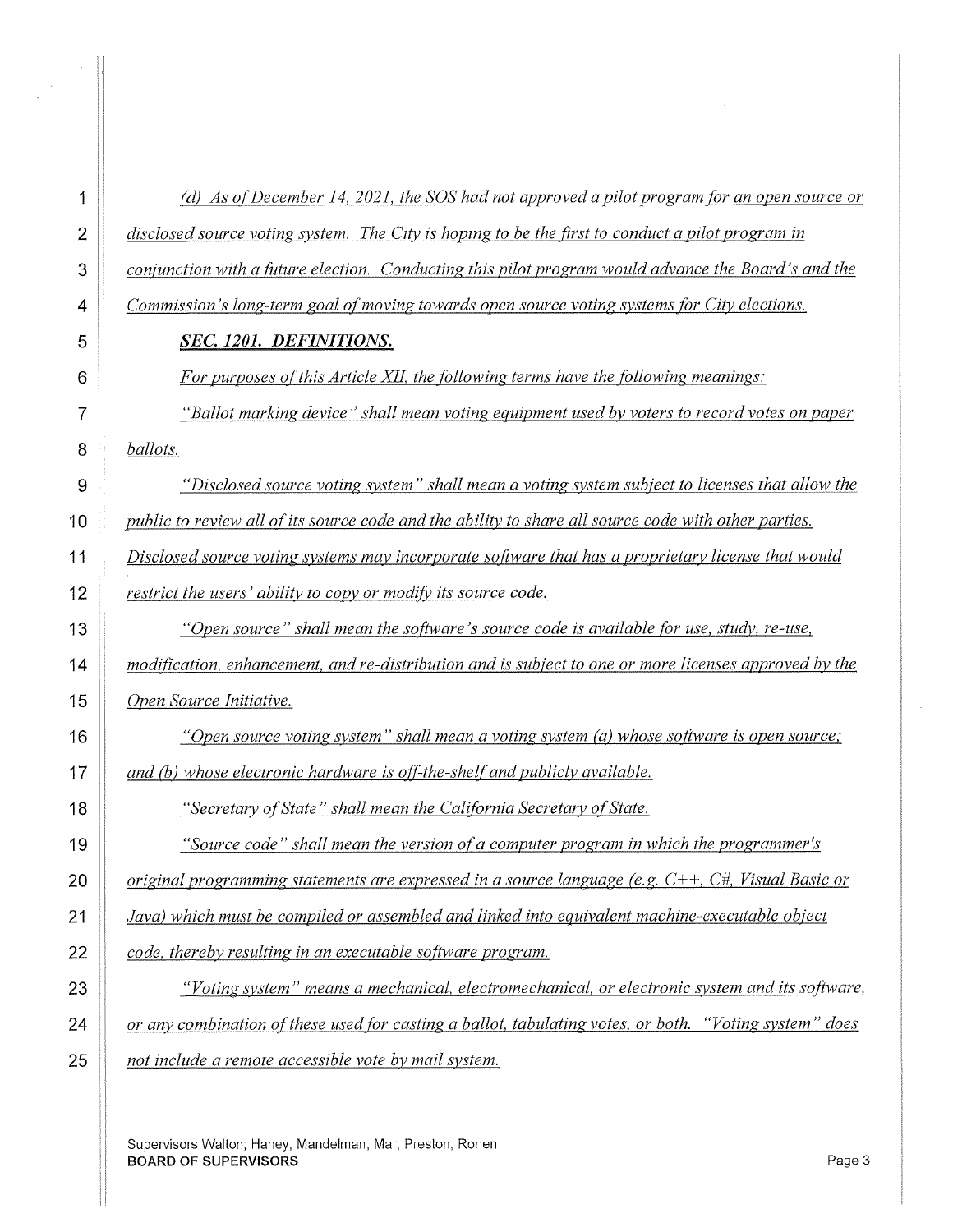*(d) As of December 14, 2021, the SOS had not approved a pilot program for an open source or disclosed source voting system. The City is hoping to be the first to conduct a pilot program in conjunction with a future election. Conducting this pilot program would advance the Board's and the Commission's long-term goal of moving towards open source voting systems for City elections.*

***SEC. 1201. DEFINITIONS.***

*For purposes of this Article XII, the following terms have the following meanings:*

*"Ballot marking device" shall mean voting equipment used by voters to record votes on paper ballots.*

*"Disclosed source voting system" shall mean a voting system subject to licenses that allow the public to review all of its source code and the ability to share all source code with other parties. Disclosed source voting systems may incorporate software that has a proprietary license that would restrict the users' ability to copy or modify its source code.*

*"Open source" shall mean the software's source code is available for use, study, re-use, modification, enhancement, and re-distribution and is subject to one or more licenses approved by the Open Source Initiative.*

*"Open source voting system" shall mean a voting system (a) whose software is open source; and (b) whose electronic hardware is off-the-shelf and publicly available.*

*"Secretary of State" shall mean the California Secretary of State.*

*"Source code" shall mean the version of a computer program in which the programmer's original programming statements are expressed in a source language (e.g. C++, C#, Visual Basic or Java) which must be compiled or assembled and linked into equivalent machine-executable object code, thereby resulting in an executable software program.*

*"Voting system" means a mechanical, electromechanical, or electronic system and its software, or any combination of these used for casting a ballot, tabulating votes, or both. "Voting system" does not include a remote accessible vote by mail system.*

Supervisors Walton; Haney, Mandelman, Mar, Preston, Ronen
**BOARD OF SUPERVISORS**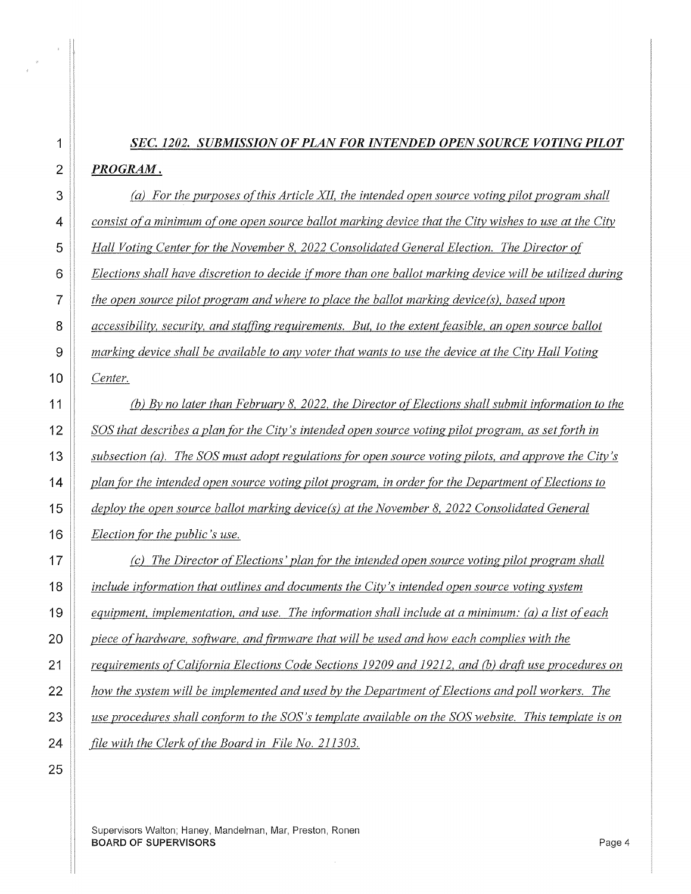***SEC. 1202. SUBMISSION OF PLAN FOR INTENDED OPEN SOURCE VOTING PILOT PROGRAM.***

*(a) For the purposes of this Article XII, the intended open source voting pilot program shall consist of a minimum of one open source ballot marking device that the City wishes to use at the City Hall Voting Center for the November 8, 2022 Consolidated General Election. The Director of Elections shall have discretion to decide if more than one ballot marking device will be utilized during the open source pilot program and where to place the ballot marking device(s), based upon accessibility, security, and staffing requirements. But, to the extent feasible, an open source ballot marking device shall be available to any voter that wants to use the device at the City Hall Voting Center.*

*(b) By no later than February 8, 2022, the Director of Elections shall submit information to the SOS that describes a plan for the City's intended open source voting pilot program, as set forth in subsection (a). The SOS must adopt regulations for open source voting pilots, and approve the City's plan for the intended open source voting pilot program, in order for the Department of Elections to deploy the open source ballot marking device(s) at the November 8, 2022 Consolidated General Election for the public's use.*

*(c) The Director of Elections' plan for the intended open source voting pilot program shall include information that outlines and documents the City's intended open source voting system equipment, implementation, and use. The information shall include at a minimum: (a) a list of each piece of hardware, software, and firmware that will be used and how each complies with the requirements of California Elections Code Sections 19209 and 19212, and (b) draft use procedures on how the system will be implemented and used by the Department of Elections and poll workers. The use procedures shall conform to the SOS's template available on the SOS website. This template is on file with the Clerk of the Board in File No. 211303.*

Supervisors Walton; Haney, Mandelman, Mar, Preston, Ronen
**BOARD OF SUPERVISORS**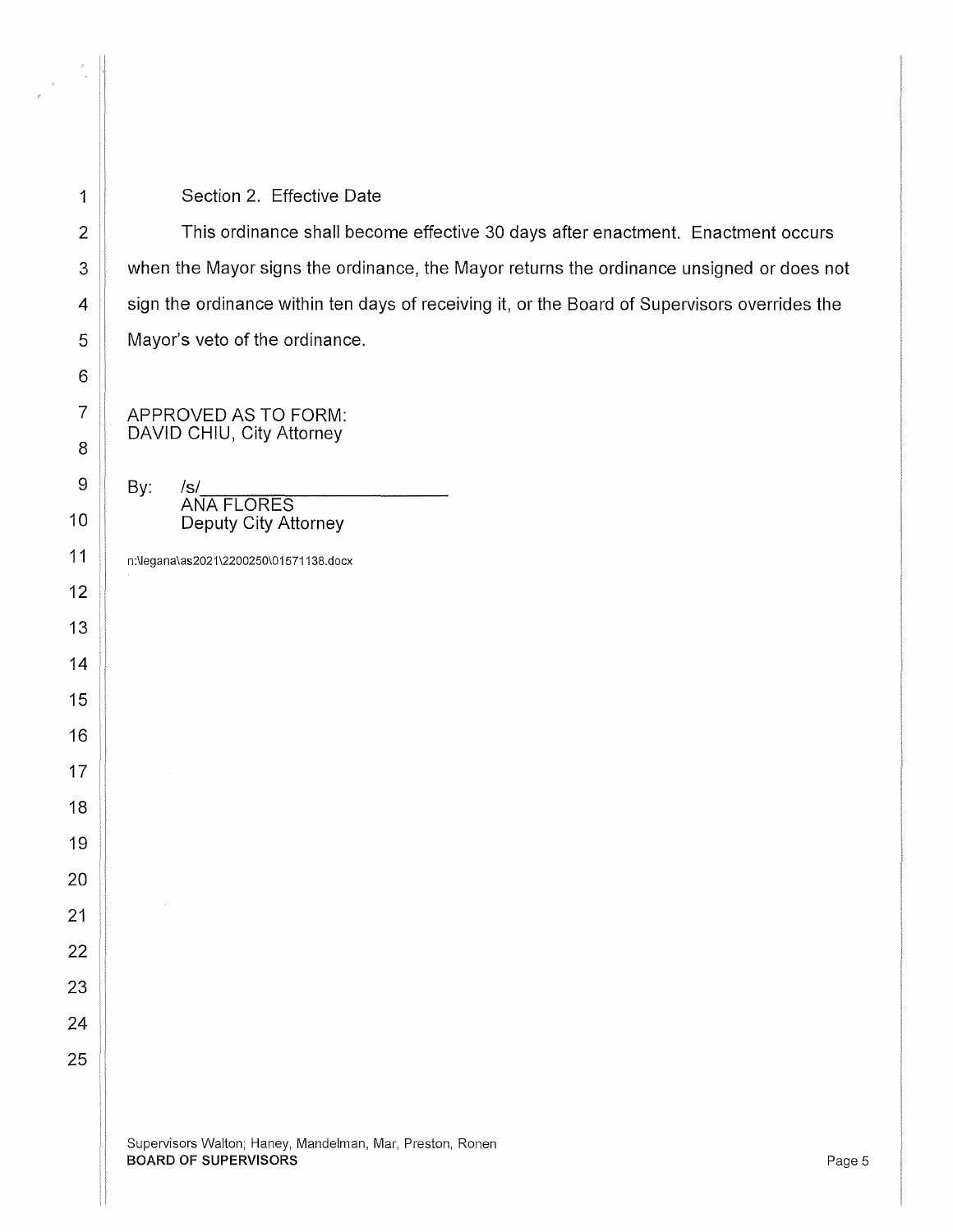Section 2. Effective Date

This ordinance shall become effective 30 days after enactment. Enactment occurs when the Mayor signs the ordinance, the Mayor returns the ordinance unsigned or does not sign the ordinance within ten days of receiving it, or the Board of Supervisors overrides the Mayor's veto of the ordinance.

APPROVED AS TO FORM:
DAVID CHIU, City Attorney

By: /s/
ANA FLORES
Deputy City Attorney

n:\legana\as2021\2200250\01571138.docx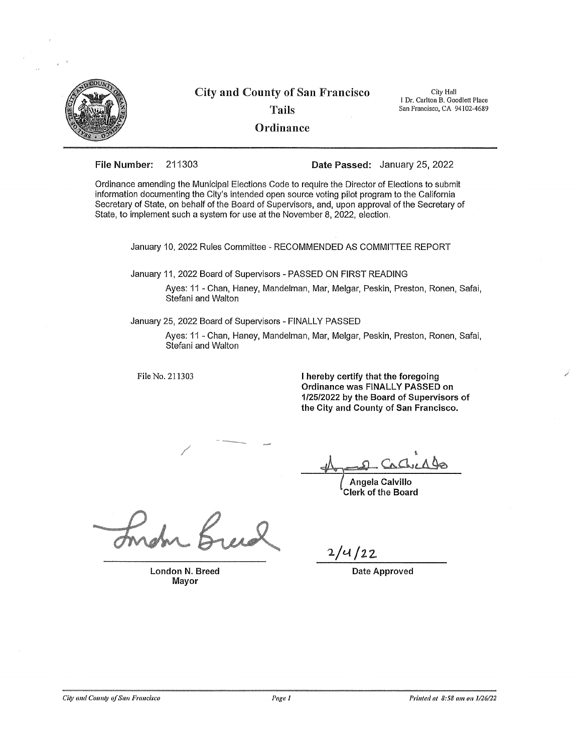# City and County of San Francisco

## Tails

## Ordinance

City Hall
1 Dr. Carlton B. Goodlett Place
San Francisco, CA 94102-4689

**File Number:** 211303 **Date Passed:** January 25, 2022

Ordinance amending the Municipal Elections Code to require the Director of Elections to submit information documenting the City's intended open source voting pilot program to the California Secretary of State, on behalf of the Board of Supervisors, and, upon approval of the Secretary of State, to implement such a system for use at the November 8, 2022, election.

January 10, 2022 Rules Committee - RECOMMENDED AS COMMITTEE REPORT

January 11, 2022 Board of Supervisors - PASSED ON FIRST READING

Ayes: 11 - Chan, Haney, Mandelman, Mar, Melgar, Peskin, Preston, Ronen, Safai, Stefani and Walton

January 25, 2022 Board of Supervisors - FINALLY PASSED

Ayes: 11 - Chan, Haney, Mandelman, Mar, Melgar, Peskin, Preston, Ronen, Safai, Stefani and Walton

File No. 211303

**I hereby certify that the foregoing Ordinance was FINALLY PASSED on 1/25/2022 by the Board of Supervisors of the City and County of San Francisco.**

**Angela Calvillo**
**Clerk of the Board**

**London N. Breed**
**Mayor**

2/4/22

**Date Approved**